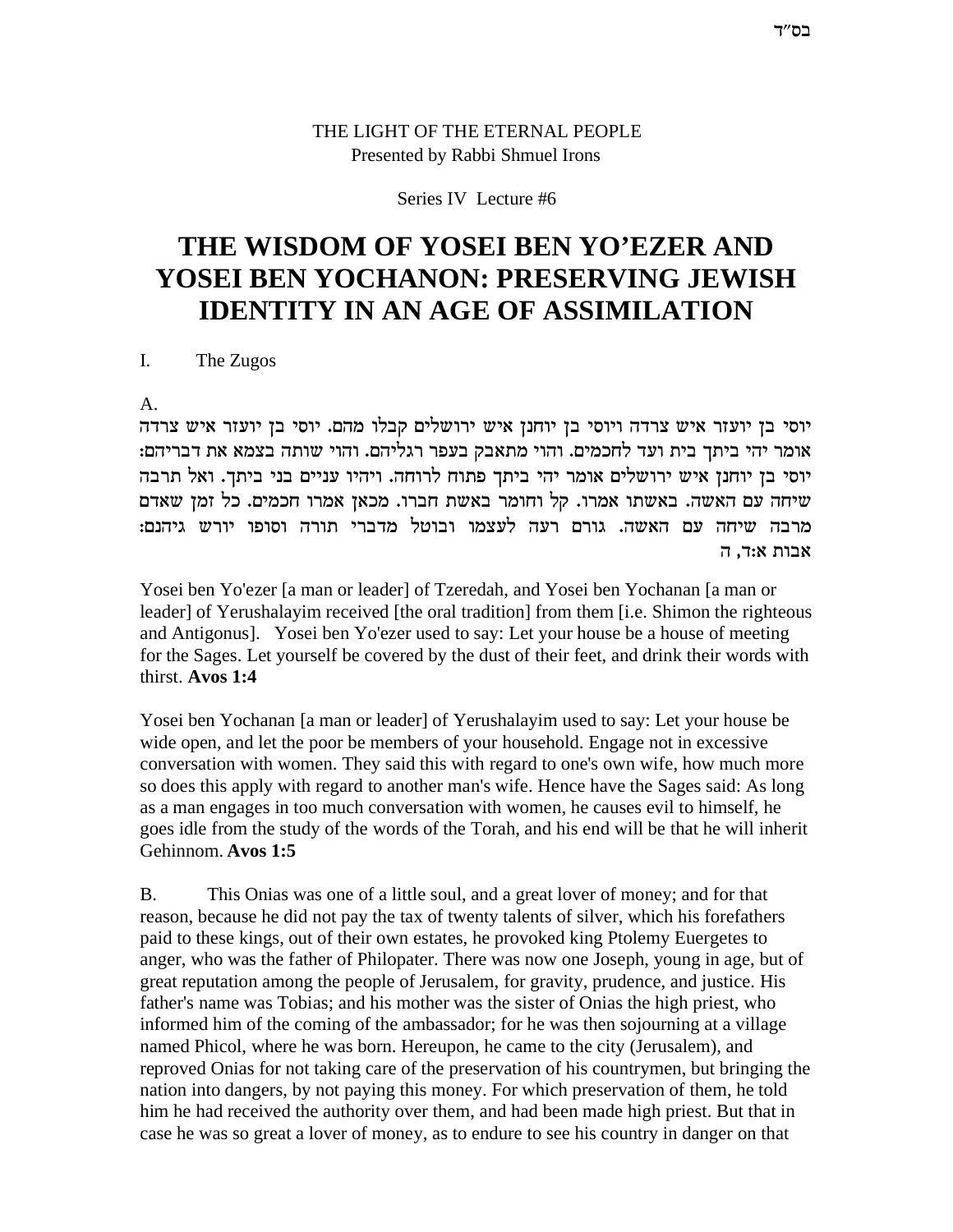בס"ד

THE LIGHT OF THE ETERNAL PEOPLE
Presented by Rabbi Shmuel Irons

Series IV Lecture #6

# THE WISDOM OF YOSEI BEN YO'EZER AND YOSEI BEN YOCHANON: PRESERVING JEWISH IDENTITY IN AN AGE OF ASSIMILATION

I. The Zugos

A.

יוסי בן יועזר איש צרדה ויוסי בן יוחנן איש ירושלים קבלו מהם. יוסי בן יועזר איש צרדה אומר יהי ביתך בית ועד לחכמים. והוי מתאבק בעפר רגליהם. והוי שותה בצמא את דבריהם: יוסי בן יוחנן איש ירושלים אומר יהי ביתך פתוח לרוחה. ויהיו עניים בני ביתך. ואל תרבה שיחה עם האשה. באשתו אמרו. קל וחומר באשת חברו. מכאן אמרו חכמים. כל זמן שאדם מרבה שיחה עם האשה. גורם רעה לעצמו ובוטל מדברי תורה וסופו יורש גיהנם:
אבות א:ד, ה

Yosei ben Yo'ezer [a man or leader] of Tzeredah, and Yosei ben Yochanan [a man or leader] of Yerushalayim received [the oral tradition] from them [i.e. Shimon the righteous and Antigonus]. Yosei ben Yo'ezer used to say: Let your house be a house of meeting for the Sages. Let yourself be covered by the dust of their feet, and drink their words with thirst. **Avos 1:4**

Yosei ben Yochanan [a man or leader] of Yerushalayim used to say: Let your house be wide open, and let the poor be members of your household. Engage not in excessive conversation with women. They said this with regard to one's own wife, how much more so does this apply with regard to another man's wife. Hence have the Sages said: As long as a man engages in too much conversation with women, he causes evil to himself, he goes idle from the study of the words of the Torah, and his end will be that he will inherit Gehinnom. **Avos 1:5**

B. This Onias was one of a little soul, and a great lover of money; and for that reason, because he did not pay the tax of twenty talents of silver, which his forefathers paid to these kings, out of their own estates, he provoked king Ptolemy Euergetes to anger, who was the father of Philopater. There was now one Joseph, young in age, but of great reputation among the people of Jerusalem, for gravity, prudence, and justice. His father's name was Tobias; and his mother was the sister of Onias the high priest, who informed him of the coming of the ambassador; for he was then sojourning at a village named Phicol, where he was born. Hereupon, he came to the city (Jerusalem), and reproved Onias for not taking care of the preservation of his countrymen, but bringing the nation into dangers, by not paying this money. For which preservation of them, he told him he had received the authority over them, and had been made high priest. But that in case he was so great a lover of money, as to endure to see his country in danger on that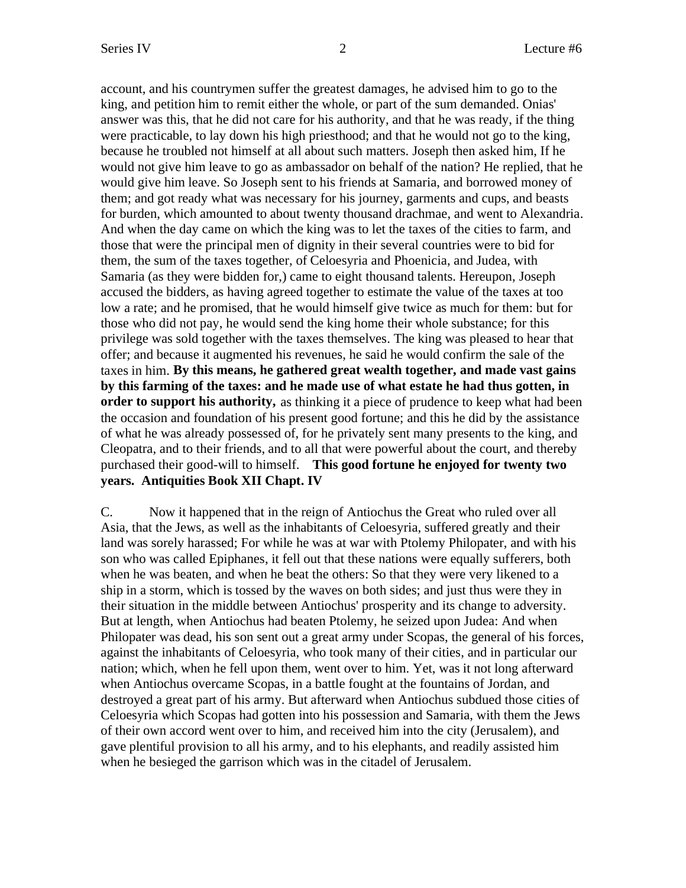account, and his countrymen suffer the greatest damages, he advised him to go to the king, and petition him to remit either the whole, or part of the sum demanded. Onias' answer was this, that he did not care for his authority, and that he was ready, if the thing were practicable, to lay down his high priesthood; and that he would not go to the king, because he troubled not himself at all about such matters. Joseph then asked him, If he would not give him leave to go as ambassador on behalf of the nation? He replied, that he would give him leave. So Joseph sent to his friends at Samaria, and borrowed money of them; and got ready what was necessary for his journey, garments and cups, and beasts for burden, which amounted to about twenty thousand drachmae, and went to Alexandria. And when the day came on which the king was to let the taxes of the cities to farm, and those that were the principal men of dignity in their several countries were to bid for them, the sum of the taxes together, of Celoesyria and Phoenicia, and Judea, with Samaria (as they were bidden for,) came to eight thousand talents. Hereupon, Joseph accused the bidders, as having agreed together to estimate the value of the taxes at too low a rate; and he promised, that he would himself give twice as much for them: but for those who did not pay, he would send the king home their whole substance; for this privilege was sold together with the taxes themselves. The king was pleased to hear that offer; and because it augmented his revenues, he said he would confirm the sale of the taxes in him. **By this means, he gathered great wealth together, and made vast gains by this farming of the taxes: and he made use of what estate he had thus gotten, in order to support his authority,** as thinking it a piece of prudence to keep what had been the occasion and foundation of his present good fortune; and this he did by the assistance of what he was already possessed of, for he privately sent many presents to the king, and Cleopatra, and to their friends, and to all that were powerful about the court, and thereby purchased their good-will to himself. **This good fortune he enjoyed for twenty two years. Antiquities Book XII Chapt. IV**

C. Now it happened that in the reign of Antiochus the Great who ruled over all Asia, that the Jews, as well as the inhabitants of Celoesyria, suffered greatly and their land was sorely harassed; For while he was at war with Ptolemy Philopater, and with his son who was called Epiphanes, it fell out that these nations were equally sufferers, both when he was beaten, and when he beat the others: So that they were very likened to a ship in a storm, which is tossed by the waves on both sides; and just thus were they in their situation in the middle between Antiochus' prosperity and its change to adversity. But at length, when Antiochus had beaten Ptolemy, he seized upon Judea: And when Philopater was dead, his son sent out a great army under Scopas, the general of his forces, against the inhabitants of Celoesyria, who took many of their cities, and in particular our nation; which, when he fell upon them, went over to him. Yet, was it not long afterward when Antiochus overcame Scopas, in a battle fought at the fountains of Jordan, and destroyed a great part of his army. But afterward when Antiochus subdued those cities of Celoesyria which Scopas had gotten into his possession and Samaria, with them the Jews of their own accord went over to him, and received him into the city (Jerusalem), and gave plentiful provision to all his army, and to his elephants, and readily assisted him when he besieged the garrison which was in the citadel of Jerusalem.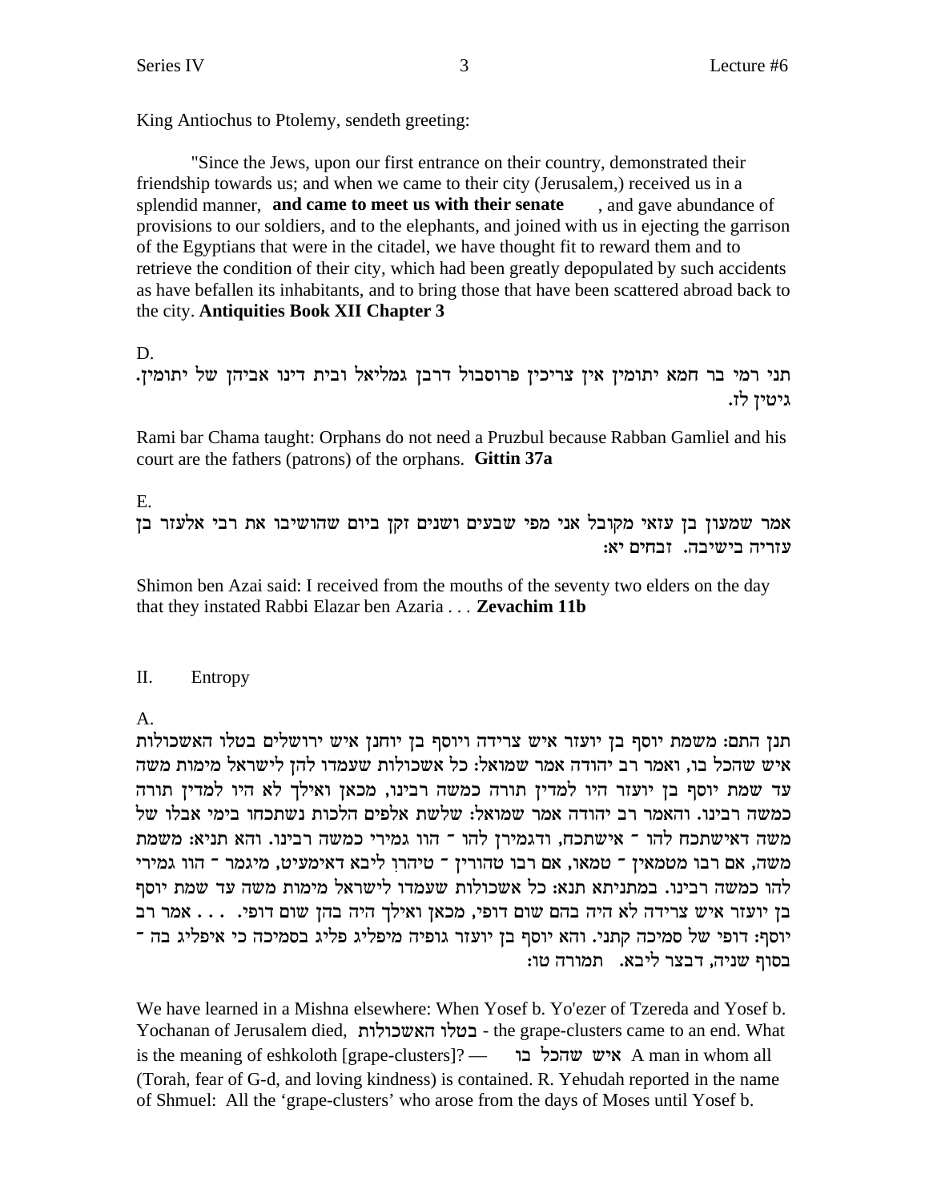King Antiochus to Ptolemy, sendeth greeting:

"Since the Jews, upon our first entrance on their country, demonstrated their friendship towards us; and when we came to their city (Jerusalem,) received us in a splendid manner, **and came to meet us with their senate** , and gave abundance of provisions to our soldiers, and to the elephants, and joined with us in ejecting the garrison of the Egyptians that were in the citadel, we have thought fit to reward them and to retrieve the condition of their city, which had been greatly depopulated by such accidents as have befallen its inhabitants, and to bring those that have been scattered abroad back to the city. **Antiquities Book XII Chapter 3**

D.

תני רמי בר חמא יתומין אין צריכין פרוסבול דרבן גמליאל ובית דינו אביהן של יתומין. גיטין לז.

Rami bar Chama taught: Orphans do not need a Pruzbul because Rabban Gamliel and his court are the fathers (patrons) of the orphans. **Gittin 37a**

E.

אמר שמעון בן עזאי מקובל אני מפי שבעים ושנים זקן ביום שהושיבו את רבי אלעזר בן עזריה בישיבה. זבחים יא:

Shimon ben Azai said: I received from the mouths of the seventy two elders on the day that they instated Rabbi Elazar ben Azaria . . . **Zevachim 11b**

## II. Entropy

A.

תנן התם: משמת יוסף בן יועזר איש צרידה ויוסף בן יוחנן איש ירושלים בטלו האשכולות איש שהכל בו, ואמר רב יהודה אמר שמואל: כל אשכולות שעמדו להן לישראל מימות משה עד שמת יוסף בן יועזר היו למדין תורה כמשה רבינו, מכאן ואילך לא היו למדין תורה כמשה רבינו. והאמר רב יהודה אמר שמואל: שלשת אלפים הלכות נשתכחו בימי אבלו של משה דאישתכח להו ־ אישתכח, ודגמירן להו ־ הוו גמירי כמשה רבינו. והא תניא: משמת משה, אם רבו מטמאין ־ טמאו, אם רבו טהורין ־ טיהרו ליבא דאימעיט, מיגמר ־ הוו גמירי להו כמשה רבינו. במתניתא תנא: כל אשכולות שעמדו לישראל מימות משה עד שמת יוסף בן יועזר איש צרידה לא היה בהם שום דופי, מכאן ואילך היה בהן שום דופי. . . . אמר רב יוסף: דופי של סמיכה קתני. והא יוסף בן יועזר גופיה מיפליג פליג בסמיכה כי איפליג בה ־ בסוף שניה, דבצר ליבא. תמורה טו:

We have learned in a Mishna elsewhere: When Yosef b. Yo'ezer of Tzereda and Yosef b. Yochanan of Jerusalem died, בטלו האשכולות - the grape-clusters came to an end. What is the meaning of eshkoloth [grape-clusters]? — איש שהכל בו A man in whom all (Torah, fear of G-d, and loving kindness) is contained. R. Yehudah reported in the name of Shmuel: All the 'grape-clusters' who arose from the days of Moses until Yosef b.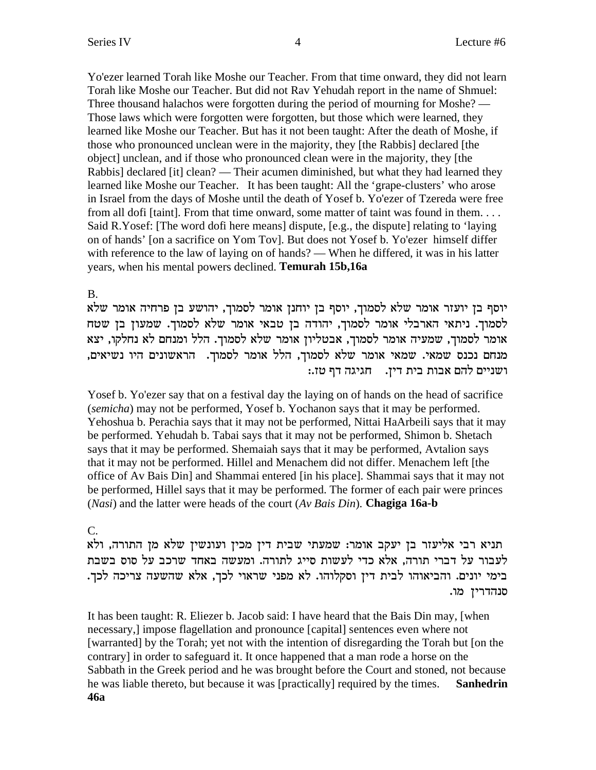Yo'ezer learned Torah like Moshe our Teacher. From that time onward, they did not learn Torah like Moshe our Teacher. But did not Rav Yehudah report in the name of Shmuel: Three thousand halachos were forgotten during the period of mourning for Moshe? — Those laws which were forgotten were forgotten, but those which were learned, they learned like Moshe our Teacher. But has it not been taught: After the death of Moshe, if those who pronounced unclean were in the majority, they [the Rabbis] declared [the object] unclean, and if those who pronounced clean were in the majority, they [the Rabbis] declared [it] clean? — Their acumen diminished, but what they had learned they learned like Moshe our Teacher. It has been taught: All the 'grape-clusters' who arose in Israel from the days of Moshe until the death of Yosef b. Yo'ezer of Tzereda were free from all dofi [taint]. From that time onward, some matter of taint was found in them. . . . Said R.Yosef: [The word dofi here means] dispute, [e.g., the dispute] relating to 'laying on of hands' [on a sacrifice on Yom Tov]. But does not Yosef b. Yo'ezer himself differ with reference to the law of laying on of hands? — When he differed, it was in his latter years, when his mental powers declined. **Temurah 15b,16a**

B.

יוסף בן יועזר אומר שלא לסמוך, יוסף בן יוחנן אומר לסמוך, יהושע בן פרחיה אומר שלא לסמוך. ניתאי הארבלי אומר לסמוך, יהודה בן טבאי אומר שלא לסמוך. שמעון בן שטח אומר לסמוך, שמעיה אומר לסמוך, אבטליון אומר שלא לסמוך. הלל ומנחם לא נחלקו, יצא מנחם נכנס שמאי. שמאי אומר שלא לסמוך, הלל אומר לסמוך. הראשונים היו נשיאים, ושניים להם אבות בית דין. חגיגה דף טז.:

Yosef b. Yo'ezer say that on a festival day the laying on of hands on the head of sacrifice (*semicha*) may not be performed, Yosef b. Yochanon says that it may be performed. Yehoshua b. Perachia says that it may not be performed, Nittai HaArbeili says that it may be performed. Yehudah b. Tabai says that it may not be performed, Shimon b. Shetach says that it may be performed. Shemaiah says that it may be performed, Avtalion says that it may not be performed. Hillel and Menachem did not differ. Menachem left [the office of Av Bais Din] and Shammai entered [in his place]. Shammai says that it may not be performed, Hillel says that it may be performed. The former of each pair were princes (*Nasi*) and the latter were heads of the court (*Av Bais Din*). **Chagiga 16a-b**

C.

תניא רבי אליעזר בן יעקב אומר: שמעתי שבית דין מכין ועונשין שלא מן התורה, ולא לעבור על דברי תורה, אלא כדי לעשות סייג לתורה. ומעשה באחד שרכב על סוס בשבת בימי יונים. והביאוהו לבית דין וסקלוהו. לא מפני שראוי לכך, אלא שהשעה צריכה לכך. סנהדרין מו.

It has been taught: R. Eliezer b. Jacob said: I have heard that the Bais Din may, [when necessary,] impose flagellation and pronounce [capital] sentences even where not [warranted] by the Torah; yet not with the intention of disregarding the Torah but [on the contrary] in order to safeguard it. It once happened that a man rode a horse on the Sabbath in the Greek period and he was brought before the Court and stoned, not because he was liable thereto, but because it was [practically] required by the times. **Sanhedrin 46a**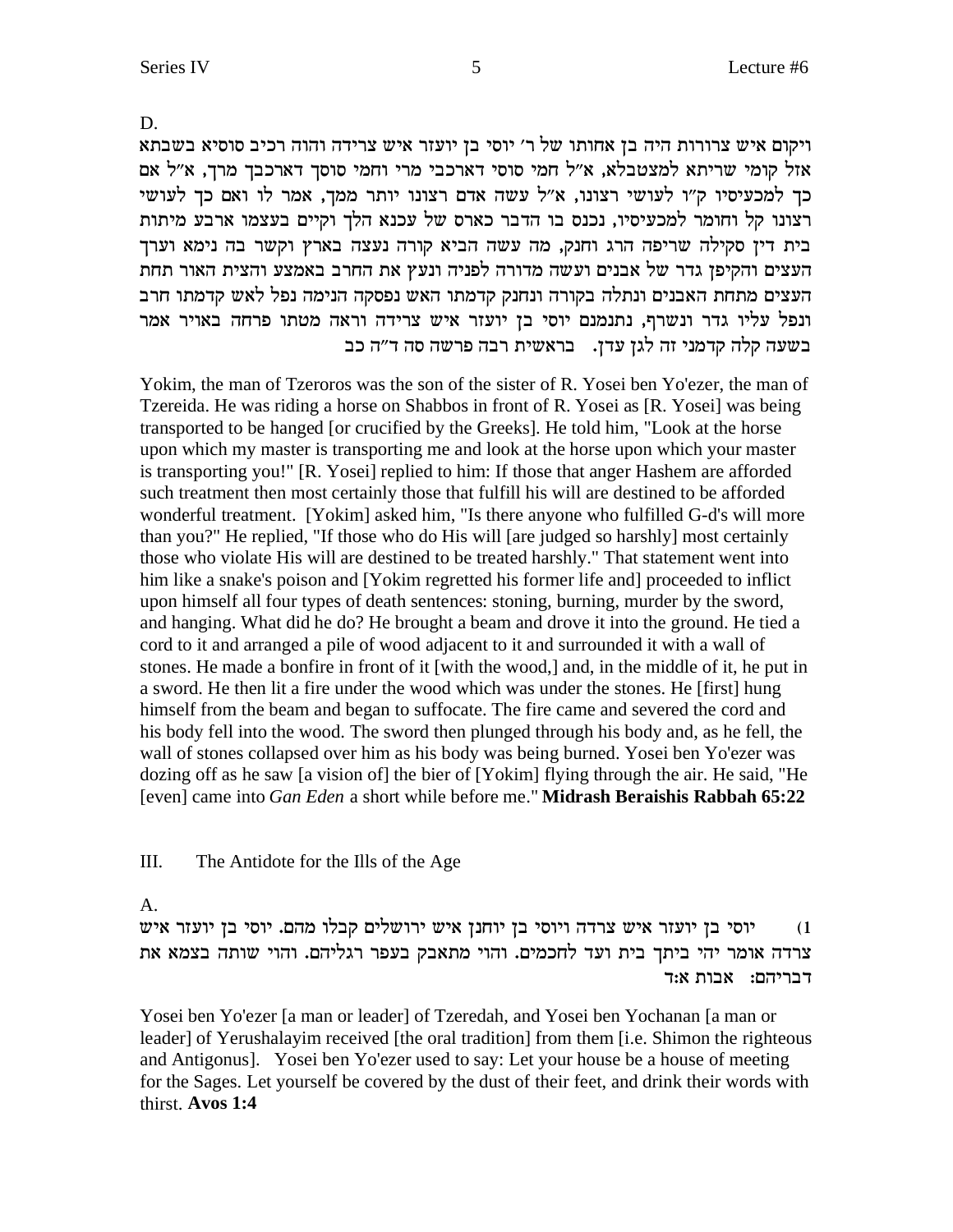D.

ויקום איש צרורות היה בן אחותו של ר' יוסי בן יועזר איש צרידה והוה רכיב סוסיא בשבתא אזל קומי שריתא למצטבלא, א"ל חמי סוסי דארכבי מרי וחמי סוסך דארכבך מרך, א"ל אם כך למכעיסיו ק"ו לעושי רצונו, א"ל עשה אדם רצונו יותר ממך, אמר לו ואם כך לעושי רצונו קל וחומר למכעיסיו, נכנס בו הדבר כארס של עכנא הלך וקיים בעצמו ארבע מיתות בית דין סקילה שריפה הרג וחנק, מה עשה הביא קורה נעצה בארץ וקשר בה נימא וערך העצים והקיפן גדר של אבנים ועשה מדורה לפניה ונעץ את החרב באמצע והצית האור תחת העצים מתחת האבנים ונתלה בקורה ונחנק קדמתו האש נפסקה הנימה נפל לאש קדמתו חרב ונפל עליו גדר ונשרף, נתנמנם יוסי בן יועזר איש צרידה וראה מטתו פרחה באויר אמר בשעה קלה קדמני זה לגן עדן. בראשית רבה פרשה סה ד"ה כב

Yokim, the man of Tzeroros was the son of the sister of R. Yosei ben Yo'ezer, the man of Tzereida. He was riding a horse on Shabbos in front of R. Yosei as [R. Yosei] was being transported to be hanged [or crucified by the Greeks]. He told him, "Look at the horse upon which my master is transporting me and look at the horse upon which your master is transporting you!" [R. Yosei] replied to him: If those that anger Hashem are afforded such treatment then most certainly those that fulfill his will are destined to be afforded wonderful treatment. [Yokim] asked him, "Is there anyone who fulfilled G-d's will more than you?" He replied, "If those who do His will [are judged so harshly] most certainly those who violate His will are destined to be treated harshly." That statement went into him like a snake's poison and [Yokim regretted his former life and] proceeded to inflict upon himself all four types of death sentences: stoning, burning, murder by the sword, and hanging. What did he do? He brought a beam and drove it into the ground. He tied a cord to it and arranged a pile of wood adjacent to it and surrounded it with a wall of stones. He made a bonfire in front of it [with the wood,] and, in the middle of it, he put in a sword. He then lit a fire under the wood which was under the stones. He [first] hung himself from the beam and began to suffocate. The fire came and severed the cord and his body fell into the wood. The sword then plunged through his body and, as he fell, the wall of stones collapsed over him as his body was being burned. Yosei ben Yo'ezer was dozing off as he saw [a vision of] the bier of [Yokim] flying through the air. He said, "He [even] came into *Gan Eden* a short while before me." **Midrash Beraishis Rabbah 65:22**

III. The Antidote for the Ills of the Age

A.

1) יוסי בן יועזר איש צרדה ויוסי בן יוחנן איש ירושלים קבלו מהם. יוסי בן יועזר איש צרדה אומר יהי ביתך בית ועד לחכמים. והוי מתאבק בעפר רגליהם. והוי שותה בצמא את דבריהם: אבות א:ד

Yosei ben Yo'ezer [a man or leader] of Tzeredah, and Yosei ben Yochanan [a man or leader] of Yerushalayim received [the oral tradition] from them [i.e. Shimon the righteous and Antigonus]. Yosei ben Yo'ezer used to say: Let your house be a house of meeting for the Sages. Let yourself be covered by the dust of their feet, and drink their words with thirst. **Avos 1:4**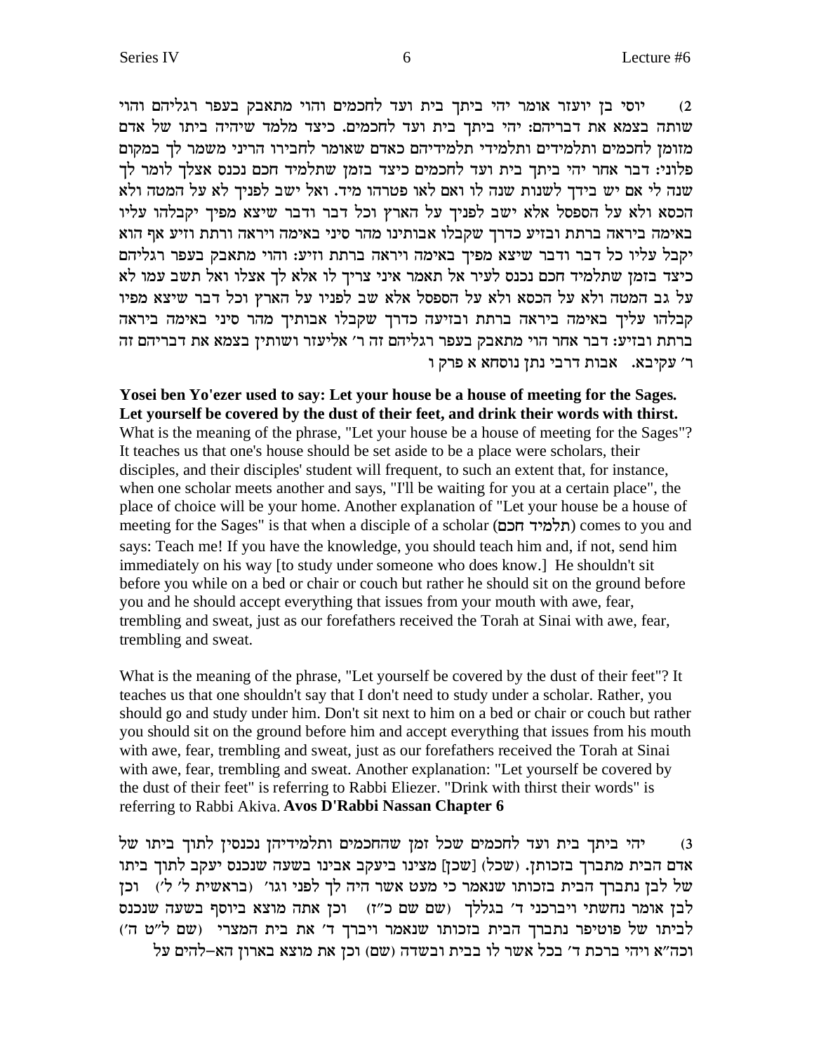2) יוסי בן יועזר אומר יהי ביתך בית ועד לחכמים והוי מתאבק בעפר רגליהם והוי שותה בצמא את דבריהם: יהי ביתך בית ועד לחכמים. כיצד מלמד שיהיה ביתו של אדם מזומן לחכמים ותלמידים ותלמידי תלמידיהם כאדם שאומר לחבירו הריני משמר לך במקום פלוני: דבר אחר יהי ביתך בית ועד לחכמים כיצד בזמן שתלמיד חכם נכנס אצלך לומר לך שנה לי אם יש בידך לשנות שנה לו ואם לאו פטרהו מיד. ואל ישב לפניך לא על המטה ולא הכסא ולא על הספסל אלא ישב לפניך על הארץ וכל דבר ודבר שיצא מפיך יקבלהו עליו באימה ביראה ברתת ובזיע כדרך שקבלו אבותינו מהר סיני באימה ויראה ורתת וזיע אף הוא יקבל עליו כל דבר ודבר שיצא מפיך באימה ויראה ברתת וזיע: והוי מתאבק בעפר רגליהם כיצד בזמן שתלמיד חכם נכנס לעיר אל תאמר איני צריך לו אלא לך אצלו ואל תשב עמו לא על גב המטה ולא על הכסא ולא על הספסל אלא שב לפניו על הארץ וכל דבר שיצא מפיו קבלהו עליך באימה ביראה ברתת ובזיעה כדרך שקבלו אבותיך מהר סיני באימה ביראה ברתת ובזיע: דבר אחר הוי מתאבק בעפר רגליהם זה ר' אליעזר ושותין בצמא את דבריהם זה ר' עקיבא. אבות דרבי נתן נוסחא א פרק ו

**Yosei ben Yo'ezer used to say: Let your house be a house of meeting for the Sages. Let yourself be covered by the dust of their feet, and drink their words with thirst.** What is the meaning of the phrase, "Let your house be a house of meeting for the Sages"? It teaches us that one's house should be set aside to be a place were scholars, their disciples, and their disciples' student will frequent, to such an extent that, for instance, when one scholar meets another and says, "I'll be waiting for you at a certain place", the place of choice will be your home. Another explanation of "Let your house be a house of meeting for the Sages" is that when a disciple of a scholar (תלמיד חכם) comes to you and says: Teach me! If you have the knowledge, you should teach him and, if not, send him immediately on his way [to study under someone who does know.] He shouldn't sit before you while on a bed or chair or couch but rather he should sit on the ground before you and he should accept everything that issues from your mouth with awe, fear, trembling and sweat, just as our forefathers received the Torah at Sinai with awe, fear, trembling and sweat.

What is the meaning of the phrase, "Let yourself be covered by the dust of their feet"? It teaches us that one shouldn't say that I don't need to study under a scholar. Rather, you should go and study under him. Don't sit next to him on a bed or chair or couch but rather you should sit on the ground before him and accept everything that issues from his mouth with awe, fear, trembling and sweat, just as our forefathers received the Torah at Sinai with awe, fear, trembling and sweat. Another explanation: "Let yourself be covered by the dust of their feet" is referring to Rabbi Eliezer. "Drink with thirst their words" is referring to Rabbi Akiva. **Avos D'Rabbi Nassan Chapter 6**

3) יהי ביתך בית ועד לחכמים שכל זמן שהחכמים ותלמידיהן נכנסין לתוך ביתו של אדם הבית מתברך בזכותן. (שכל) [שכן] מצינו ביעקב אבינו בשעה שנכנס יעקב לתוך ביתו של לבן נתברך הבית בזכותו שנאמר כי מעט אשר היה לך לפני וגו' (בראשית ל' ל') וכן לבן אומר נחשתי ויברכני ד' בגללך (שם שם כ"ז) וכן אתה מוצא ביוסף בשעה שנכנס לביתו של פוטיפר נתברך הבית בזכותו שנאמר ויברך ד' את בית המצרי (שם ל"ט ה') וכה"א ויהי ברכת ד' בכל אשר לו בבית ובשדה (שם) וכן את מוצא בארון הא-להים על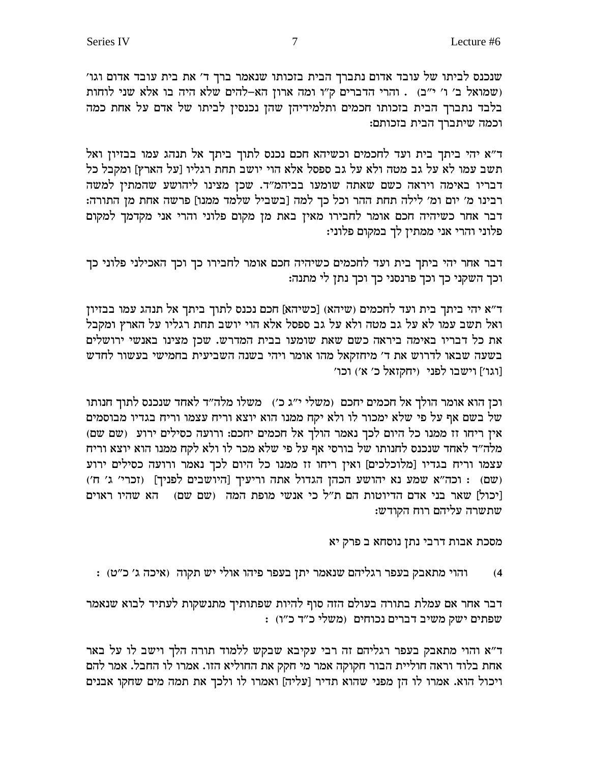שנכנס לביתו של עובד אדום נתברך הבית בזכותו שנאמר ברך ד' את בית עובד אדום וגו' (שמואל ב' ו' י"ב) . והרי הדברים ק"ו ומה ארון הא-להים שלא היה בו אלא שני לוחות בלבד נתברך הבית בזכותו חכמים ותלמידיהן שהן נכנסין לביתו של אדם על אחת כמה וכמה שיתברך הבית בזכותם:

ד"א יהי ביתך בית ועד לחכמים וכשיהא חכם נכנס לתוך ביתך אל תנהג עמו בבזיון ואל תשב עמו לא על גב מטה ולא על גב ספסל אלא הוי יושב תחת רגליו [על הארץ] ומקבל כל דבריו באימה ויראה כשם שאתה שומעו בביהמ"ד. שכן מצינו ליהושע שהמתין למשה רבינו מ' יום ומ' לילה תחת ההר וכל כך למה [בשביל שלמד ממנו] פרשה אחת מן התורה: דבר אחר כשיהיה חכם אומר לחבירו מאין באת מן מקום פלוני והרי אני מקדמך למקום פלוני והרי אני ממתין לך במקום פלוני:

דבר אחר יהי ביתך בית ועד לחכמים כשיהיה חכם אומר לחבירו כך וכך האכילני פלוני כך וכך השקני כך וכך פרנסני כך וכך נתן לי מתנה:

ד"א יהי ביתך בית ועד לחכמים (שיהא) [כשיהא] חכם נכנס לתוך ביתך אל תנהג עמו בבזיון ואל תשב עמו לא על גב מטה ולא על גב ספסל אלא הוי יושב תחת רגליו על הארץ ומקבל את כל דבריו באימה ביראה כשם שאת שומעו בבית המדרש. שכן מצינו באנשי ירושלים בשעה שבאו לדרוש את ד' מיחזקאל מהו אומר ויהי בשנה השביעית בחמישי בעשור לחדש [וגו'] וישבו לפני (יחקזאל כ' א') וכו'

וכן הוא אומר הולך אל חכמים יחכם (משלי י"ג כ') משלו מלה"ד לאחד שנכנס לתוך חנותו של בשם אף על פי שלא ימכור לו ולא יקח ממנו הוא יוצא וריח עצמו וריח בגדיו מבוסמים אין ריחו זז ממנו כל היום לכך נאמר הולך אל חכמים יחכם: ורועה כסילים ירוע (שם שם) מלה"ד לאחד שנכנס לחנותו של בורסי אף על פי שלא מכר לו ולא לקח ממנו הוא יוצא וריח עצמו וריח בגדיו [מלוכלכים] ואין ריחו זז ממנו כל היום לכך נאמר ורועה כסילים ירוע (שם) : וכה"א שמע נא יהושע הכהן הגדול אתה וריעיך [היושבים לפניך] (זכרי' ג' ח') [יכול] שאר בני אדם הדיוטות הם ת"ל כי אנשי מופת המה (שם שם) הא שהיו ראוים שתשרה עליהם רוח הקודש:

מסכת אבות דרבי נתן נוסחא ב פרק יא

4) והוי מתאבק בעפר רגליהם שנאמר יתן בעפר פיהו אולי יש תקוה (איכה ג' כ"ט) :

דבר אחר אם עמלת בתורה בעולם הזה סוף להיות שפתותיך מתנשקות לעתיד לבוא שנאמר שפתים ישק משיב דברים נכוחים (משלי כ"ד כ"ו) :

ד"א והוי מתאבק בעפר רגליהם זה רבי עקיבא שבקש ללמוד תורה הלך וישב לו על באר אחת בלוד וראה חוליית הבור חקוקה אמר מי חקק את החוליא הזו. אמרו לו החבל. אמר להם ויכול הוא. אמרו לו הן מפני שהוא תדיר [עליה] ואמרו לו ולכך את תמה מים שחקו אבנים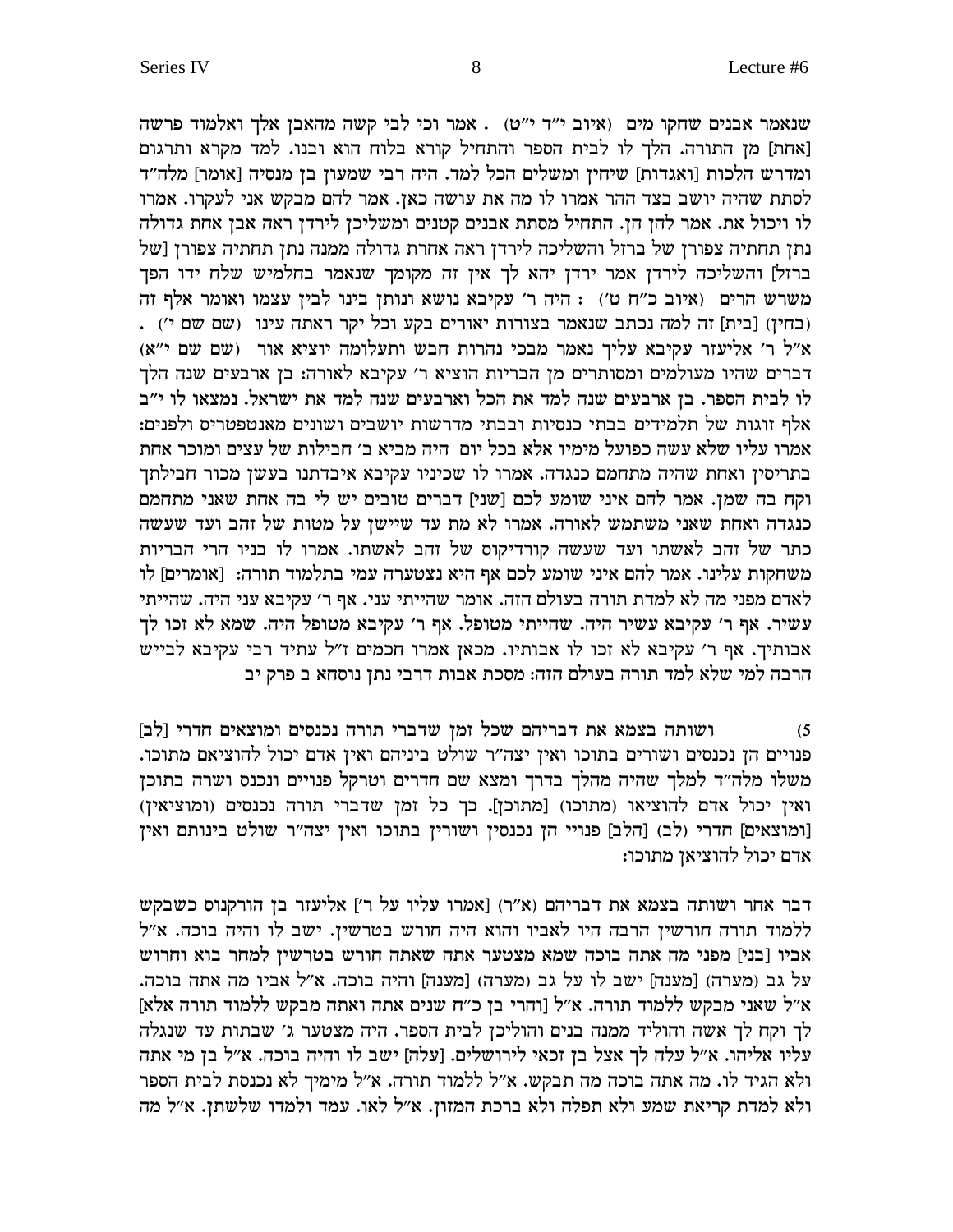שנאמר אבנים שחקו מים (איוב י"ד י"ט) . אמר וכי לבי קשה מהאבן אלך ואלמוד פרשה [אחת] מן התורה. הלך לו לבית הספר והתחיל קורא בלוח הוא ובנו. למד מקרא ותרגום ומדרש הלכות [ואגדות] שיחין ומשלים הכל למד. היה רבי שמעון בן מנסיה [אומר] מלה"ד לסתת שהיה יושב בצד ההר אמרו לו מה את עושה כאן. אמר להם מבקש אני לעקרו. אמרו לו ויכול את. אמר להן הן. התחיל מסתת אבנים קטנים ומשליכן לירדן ראה אבן אחת גדולה נתן תחתיה צפורן של ברזל והשליכה לירדן ראה אחרת גדולה ממנה נתן תחתיה צפורן [של ברזל] והשליכה לירדן אמר ירדן יהא לך אין זה מקומך שנאמר בחלמיש שלח ידו הפך משרש הרים (איוב כ"ח ט') : היה ר' עקיבא נושא ונותן בינו לבין עצמו ואומר אלף זה (בחין) [בית] זה למה נכתב שנאמר בצורות יאורים בקע וכל יקר ראתה עינו (שם שם י') . א"ל ר' אליעזר עקיבא עליך נאמר מבכי נהרות חבש ותעלומה יוציא אור (שם שם י"א) דברים שהיו מעולמים ומסותרים מן הבריות הוציא ר' עקיבא לאורה: בן ארבעים שנה הלך לו לבית הספר. בן ארבעים שנה למד את הכל וארבעים שנה למד את ישראל. נמצאו לו י"ב אלף זוגות של תלמידים בבתי כנסיות ובבתי מדרשות יושבים ושונים מאנטפטריס ולפנים: אמרו עליו שלא עשה כפועל מימיו אלא בכל יום היה מביא ב' חבילות של עצים ומוכר אחת בתריסין ואחת שהיה מתחמם כנגדה. אמרו לו שכיניו עקיבא איבדתנו בעשן מכור חבילתך וקח בה שמן. אמר להם איני שומע לכם [שני] דברים טובים יש לי בה אחת שאני מתחמם כנגדה ואחת שאני משתמש לאורה. אמרו לא מת עד שיישן על מטות של זהב ועד שעשה כתר של זהב לאשתו ועד שעשה קורדיקוס של זהב לאשתו. אמרו לו בניו הרי הבריות משחקות עלינו. אמר להם איני שומע לכם אף היא נצטערה עמי בתלמוד תורה: [אומרים] לו לאדם מפני מה לא למדת תורה בעולם הזה. אומר שהייתי עני. אף ר' עקיבא עני היה. שהייתי עשיר. אף ר' עקיבא עשיר היה. שהייתי מטופל. אף ר' עקיבא מטופל היה. שמא לא זכו לך אבותיך. אף ר' עקיבא לא זכו לו אבותיו. מכאן אמרו חכמים ז"ל עתיד רבי עקיבא לבייש הרבה למי שלא למד תורה בעולם הזה: מסכת אבות דרבי נתן נוסחא ב פרק יב

5) ושותה בצמא את דבריהם שכל זמן שדברי תורה נכנסים ומוצאים חדרי [לב] פנויים הן נכנסים ושורים בתוכו ואין יצה"ר שולט ביניהם ואין אדם יכול להוציאם מתוכו. משלו מלה"ד למלך שהיה מהלך בדרך ומצא שם חדרים וטרקל פנויים ונכנס ושרה בתוכן ואין יכול אדם להוציאו (מתוכו) [מתוכן]. כך כל זמן שדברי תורה נכנסים (ומוציאין) [ומוצאים] חדרי (לב) [הלב] פנויי הן נכנסין ושורין בתוכו ואין יצה"ר שולט בינותם ואין אדם יכול להוציאן מתוכו:

דבר אחר ושותה בצמא את דבריהם (א"ר) [אמרו עליו על ר'] אליעזר בן הורקנוס כשבקש ללמוד תורה חורשין הרבה היו לאביו והוא היה חורש בטרשין. ישב לו והיה בוכה. א"ל אביו [בני] מפני מה אתה בוכה שמא מצטער אתה שאתה חורש בטרשין למחר בוא וחרוש על גב (מערה) [מענה] ישב לו על גב (מערה) [מענה] והיה בוכה. א"ל אביו מה אתה בוכה. א"ל שאני מבקש ללמוד תורה. א"ל [והרי בן כ"ח שנים אתה ואתה מבקש ללמוד תורה אלא] לך וקח לך אשה והוליד ממנה בנים והוליכן לבית הספר. היה מצטער ג' שבתות עד שנגלה עליו אליהו. א"ל עלה לך אצל בן זכאי לירושלים. [עלה] ישב לו והיה בוכה. א"ל בן מי אתה ולא הגיד לו. מה אתה בוכה מה תבקש. א"ל ללמוד תורה. א"ל מימיך לא נכנסת לבית הספר ולא למדת קריאת שמע ולא תפלה ולא ברכת המזון. א"ל לאו. עמד ולמדו שלשתן. א"ל מה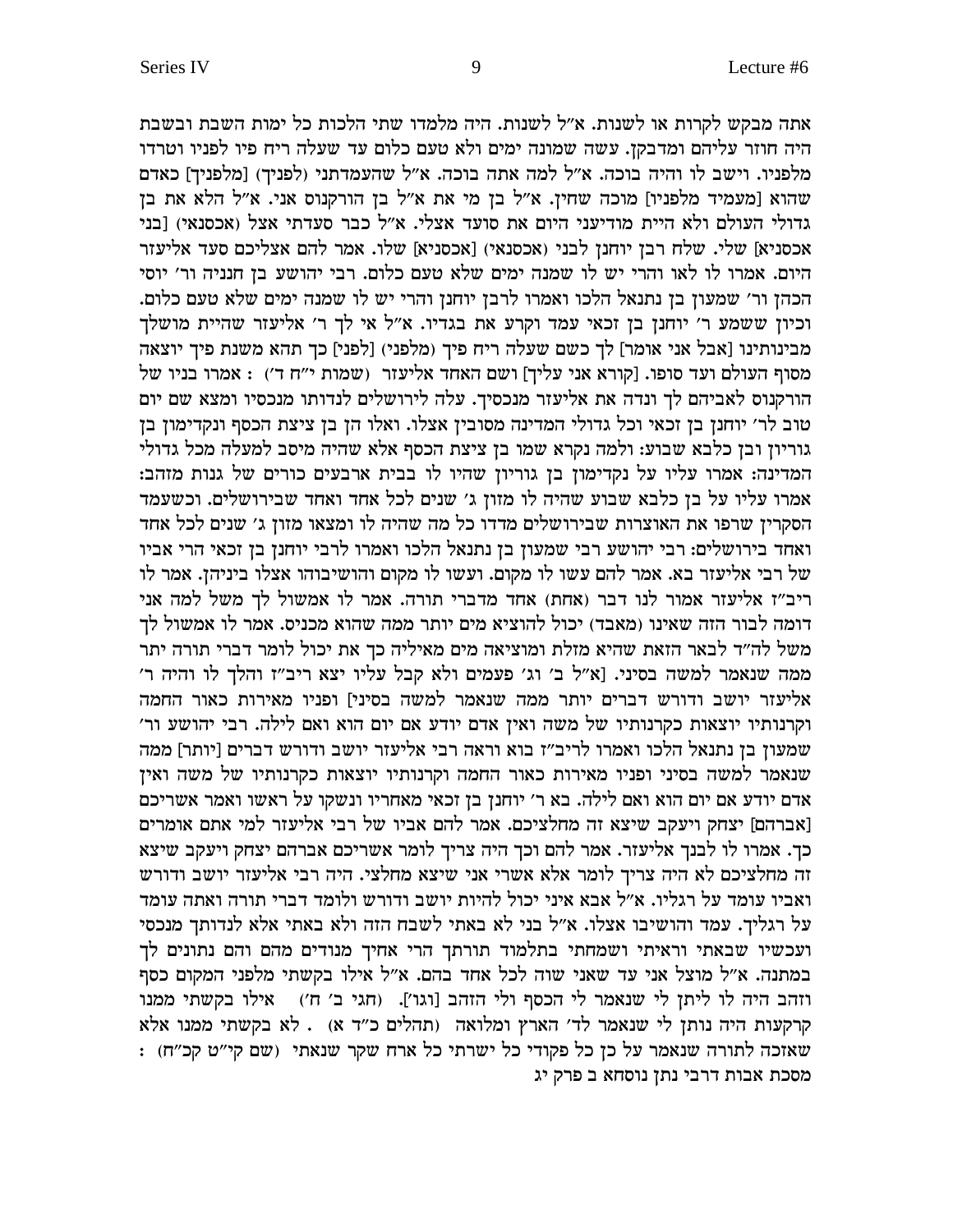אתה מבקש לקרות או לשנות. א"ל לשנות. היה מלמדו שתי הלכות כל ימות השבת ובשבת היה חוזר עליהם ומדבקן. עשה שמונה ימים ולא טעם כלום עד שעלה ריח פיו לפניו וטרדו מלפניו. וישב לו והיה בוכה. א"ל למה אתה בוכה. א"ל שהעמדתני (לפניך) [מלפניך] כאדם שהוא [מעמיד מלפניו] מוכה שחין. א"ל בן מי את א"ל בן הורקנוס אני. א"ל הלא את בן גדולי העולם ולא היית מודיעני היום את סועד אצלי. א"ל כבר סעדתי אצל (אכסנאי) [בני אכסניא] שלי. שלח רבן יוחנן לבני (אכסנאי) [אכסניא] שלו. אמר להם אצליכם סעד אליעזר היום. אמרו לו לאו והרי יש לו שמנה ימים שלא טעם כלום. רבי יהושע בן חנניה ור' יוסי הכהן ור' שמעון בן נתנאל הלכו ואמרו לרבן יוחנן והרי יש לו שמנה ימים שלא טעם כלום. וכיון ששמע ר' יוחנן בן זכאי עמד וקרע את בגדיו. א"ל אי לך ר' אליעזר שהיית מושלך מבינותינו [אבל אני אומר] לך כשם שעלה ריח פיך (מלפני) [לפני] כך תהא משנת פיך יוצאה מסוף העולם ועד סופו. [קורא אני עליך] ושם האחד אליעזר (שמות י"ח ד') : אמרו בניו של הורקנוס לאביהם לך ונדה את אליעזר מנכסיך. עלה לירושלים לנדותו מנכסיו ומצא שם יום טוב לר' יוחנן בן זכאי וכל גדולי המדינה מסובין אצלו. ואלו הן בן ציצת הכסף ונקדימון בן גוריון ובן כלבא שבוע: ולמה נקרא שמו בן ציצת הכסף אלא שהיה מיסב למעלה מכל גדולי המדינה: אמרו עליו על נקדימון בן גוריון שהיו לו בבית ארבעים כורים של גנות מזהב: אמרו עליו על בן כלבא שבוע שהיה לו מזון ג' שנים לכל אחד ואחד שבירושלים. וכשעמד הסקרין שרפו את האוצרות שבירושלים מדדו כל מה שהיה לו ומצאו מזון ג' שנים לכל אחד ואחד בירושלים: רבי יהושע רבי שמעון בן נתנאל הלכו ואמרו לרבי יוחנן בן זכאי הרי אביו של רבי אליעזר בא. אמר להם עשו לו מקום. ועשו לו מקום והושיבוהו אצלו ביניהן. אמר לו ריב"ז אליעזר אמור לנו דבר (אחת) אחד מדברי תורה. אמר לו אמשול לך משל למה אני דומה לבור הזה שאינו (מאבד) יכול להוציא מים יותר ממה שהוא מכניס. אמר לו אמשול לך משל להו"ד לבאר הזאת שהיא מזלת ומוציאה מים מאיליה כך את יכול לומר דברי תורה יתר ממה שנאמר למשה בסיני. [א"ל ב' וג' פעמים ולא קבל עליו יצא ריב"ז והלך לו והיה ר' אליעזר יושב ודורש דברים יותר ממה שנאמר למשה בסיני] ופניו מאירות כאור החמה וקרנותיו יוצאות כקרנותיו של משה ואין אדם יודע אם יום הוא ואם לילה. רבי יהושע ור' שמעון בן נתנאל הלכו ואמרו לריב"ז בוא וראה רבי אליעזר יושב ודורש דברים [יותר] ממה שנאמר למשה בסיני ופניו מאירות כאור החמה וקרנותיו יוצאות כקרנותיו של משה ואין אדם יודע אם יום הוא ואם לילה. בא ר' יוחנן בן זכאי מאחריו ונשקו על ראשו ואמר אשריכם [אברהם] יצחק ויעקב שיצא זה מחלציכם. אמר להם אביו של רבי אליעזר למי אתם אומרים כך. אמרו לו לבנך אליעזר. אמר להם וכך היה צריך לומר אשריכם אברהם יצחק ויעקב שיצא זה מחלציכם לא היה צריך לומר אלא אשרי אני שיצא מחלצי. היה רבי אליעזר יושב ודורש ואביו עומד על רגליו. א"ל אבא איני יכול להיות יושב ודורש ולומד דברי תורה ואתה עומד על רגליך. עמד והושיבו אצלו. א"ל בני לא באתי לשבח הזה ולא באתי אלא לנדותך מנכסי ועכשיו שבאתי וראיתי ושמחתי בתלמוד תורתך הרי אחיך מנודים מהם והם נתונים לך במתנה. א"ל מוצל אני עד שאני שוה לכל אחד בהם. א"ל אילו בקשתי מלפני המקום כסף וזהב היה לו ליתן לי שנאמר לי הכסף ולי הזהב [וגו']. (חגי ב' ח') אילו בקשתי ממנו קרקעות היה נותן לי שנאמר לד' הארץ ומלואה (תהלים כ"ד א) . לא בקשתי ממנו אלא שאזכה לתורה שנאמר על כן כל פקודי כל ישרתי כל ארח שקר שנאתי (שם קי"ט קכ"ח) :

מסכת אבות דרבי נתן נוסחא ב פרק יג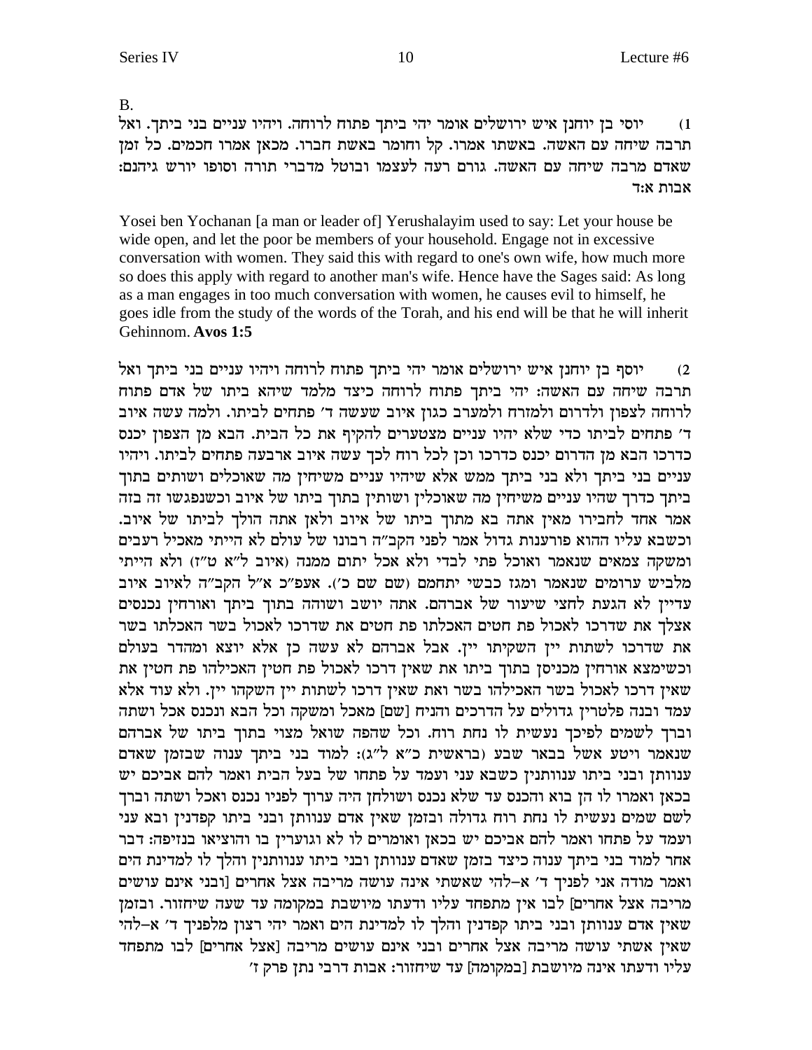B.

1) יוסי בן יוחנן איש ירושלים אומר יהי ביתך פתוח לרוחה. ויהיו עניים בני ביתך. ואל תרבה שיחה עם האשה. באשתו אמרו. קל וחומר באשת חברו. מכאן אמרו חכמים. כל זמן שאדם מרבה שיחה עם האשה. גורם רעה לעצמו ובוטל מדברי תורה וסופו יורש גיהנם: אבות א:ד

Yosei ben Yochanan [a man or leader of] Yerushalayim used to say: Let your house be wide open, and let the poor be members of your household. Engage not in excessive conversation with women. They said this with regard to one's own wife, how much more so does this apply with regard to another man's wife. Hence have the Sages said: As long as a man engages in too much conversation with women, he causes evil to himself, he goes idle from the study of the words of the Torah, and his end will be that he will inherit Gehinnom. **Avos 1:5**

2) יוסף בן יוחנן איש ירושלים אומר יהי ביתך פתוח לרוחה ויהיו עניים בני ביתך ואל תרבה שיחה עם האשה: יהי ביתך פתוח לרוחה כיצד מלמד שיהא ביתו של אדם פתוח לרוחה לצפון ולדרום ולמזרח ולמערב כגון איוב שעשה ד' פתחים לביתו. ולמה עשה איוב ד' פתחים לביתו כדי שלא יהיו עניים מצטערים להקיף את כל הבית. הבא מן הצפון יכנס כדרכו הבא מן הדרום יכנס כדרכו וכן לכל רוח לכך עשה איוב ארבעה פתחים לביתו. ויהיו עניים בני ביתך ולא בני ביתך ממש אלא שיהיו עניים משיחין מה שאוכלים ושותים בתוך ביתך כדרך שהיו עניים משיחין מה שאוכלין ושותין בתוך ביתו של איוב וכשנפגשו זה בזה אמר אחד לחבירו מאין אתה בא מתוך ביתו של איוב ולאן אתה הולך לביתו של איוב. וכשבא עליו ההוא פורענות גדול אמר לפני הקב"ה רבונו של עולם לא הייתי מאכיל רעבים ומשקה צמאים שנאמר ואוכל פתי לבדי ולא אכל יתום ממנה (איוב ל"א ט"ז) ולא הייתי מלביש ערומים שנאמר ומגז כבשי יתחמם (שם שם כ'). אעפ"כ א"ל הקב"ה לאיוב איוב עדיין לא הגעת לחצי שיעור של אברהם. אתה יושב ושוהה בתוך ביתך ואורחין נכנסים אצלך את שדרכו לאכול פת חטים האכלתו פת חטים את שדרכו לאכול בשר האכלתו בשר את שדרכו לשתות יין השקיתו יין. אבל אברהם לא עשה כן אלא יוצא ומהדר בעולם וכשימצא אורחין מכניסן בתוך ביתו את שאין דרכו לאכול פת חטין האכילהו פת חטין את שאין דרכו לאכול בשר האכילהו בשר ואת שאין דרכו לשתות יין השקהו יין. ולא עוד אלא עמד ובנה פלטרין גדולים על הדרכים והניח [שם] מאכל ומשקה וכל הבא ונכנס אכל ושתה וברך לשמים לפיכך נעשית לו נחת רוח. וכל שהפה שואל מצוי בתוך ביתו של אברהם שנאמר ויטע אשל בבאר שבע (בראשית כ"א ל"ג): למוד בני ביתך ענוה שבזמן שאדם ענוותן ובני ביתו ענוותנין כשבא עני ועמד על פתחו של בעל הבית ואמר להם אביכם יש בכאן ואמרו לו הן בוא והכנס עד שלא נכנס ושולחן היה ערוך לפניו נכנס ואכל ושתה וברך לשם שמים נעשית לו נחת רוח גדולה ובזמן שאין אדם ענוותן ובני ביתו קפדנין ובא עני ועמד על פתחו ואמר להם אביכם יש בכאן ואומרים לו לא וגוערין בו והוציאו בנזיפה: דבר אחר למוד בני ביתך ענוה כיצד בזמן שאדם ענוותן ובני ביתו ענוותנין והלך לו למדינת הים ואמר מודה אני לפניך ד' א-להי שאשתי אינה עושה מריבה אצל אחרים [ובני אינם עושים מריבה אצל אחרים] לבו אין מתפחד עליו ודעתו מיושבת במקומה עד שעה שיחזור. ובזמן שאין אדם ענוותן ובני ביתו קפדנין והלך לו למדינת הים ואמר יהי רצון מלפניך ד' א-להי שאין אשתי עושה מריבה אצל אחרים ובני אינם עושים מריבה [אצל אחרים] לבו מתפחד עליו ודעתו אינה מיושבת [במקומה] עד שיחזור: אבות דרבי נתן פרק ז'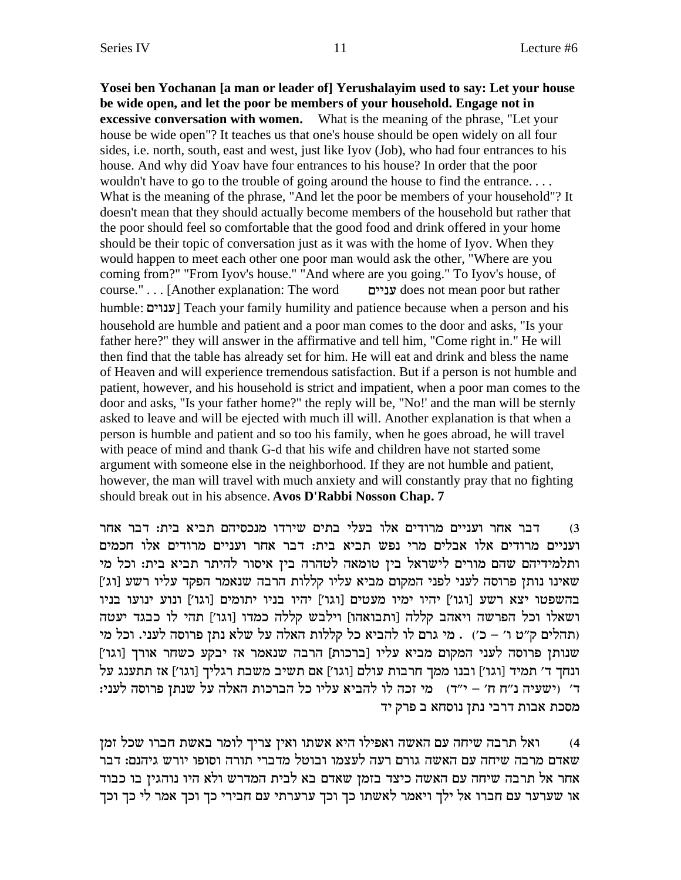**Yosei ben Yochanan [a man or leader of] Yerushalayim used to say: Let your house be wide open, and let the poor be members of your household. Engage not in excessive conversation with women.** What is the meaning of the phrase, "Let your house be wide open"? It teaches us that one's house should be open widely on all four sides, i.e. north, south, east and west, just like Iyov (Job), who had four entrances to his house. And why did Yoav have four entrances to his house? In order that the poor wouldn't have to go to the trouble of going around the house to find the entrance. . . . What is the meaning of the phrase, "And let the poor be members of your household"? It doesn't mean that they should actually become members of the household but rather that the poor should feel so comfortable that the good food and drink offered in your home should be their topic of conversation just as it was with the home of Iyov. When they would happen to meet each other one poor man would ask the other, "Where are you coming from?" "From Iyov's house." "And where are you going." To Iyov's house, of course." . . . [Another explanation: The word עניים does not mean poor but rather humble: ענוים] Teach your family humility and patience because when a person and his household are humble and patient and a poor man comes to the door and asks, "Is your father here?" they will answer in the affirmative and tell him, "Come right in." He will then find that the table has already set for him. He will eat and drink and bless the name of Heaven and will experience tremendous satisfaction. But if a person is not humble and patient, however, and his household is strict and impatient, when a poor man comes to the door and asks, "Is your father home?" the reply will be, "No!' and the man will be sternly asked to leave and will be ejected with much ill will. Another explanation is that when a person is humble and patient and so too his family, when he goes abroad, he will travel with peace of mind and thank G-d that his wife and children have not started some argument with someone else in the neighborhood. If they are not humble and patient, however, the man will travel with much anxiety and will constantly pray that no fighting should break out in his absence. **Avos D'Rabbi Nosson Chap. 7**

3) דבר אחר ועניים מרודים אלו בעלי בתים שירדו מנכסיהם תביא בית: דבר אחר ועניים מרודים אלו אבלים מרי נפש תביא בית: דבר אחר ועניים מרודים אלו חכמים ותלמידיהם שהם מורים לישראל בין טומאה לטהרה בין איסור להיתר תביא בית: וכל מי שאינו נותן פרוסה לעני לפני המקום מביא עליו קללות הרבה שנאמר הפקד עליו רשע [וג'] בהשפטו יצא רשע [וגו'] יהיו ימיו מעטים [וגו'] יהיו בניו יתומים [וגו'] ונוע ינועו בניו ושאלו וכל הפרשה ויאהב קללה [ותבואהו] וילבש קללה כמדו [וגו'] תהי לו כבגד יעטה (תהלים ק"ט ו' – כ') . מי גרם לו להביא כל קללות האלה על שלא נתן פרוסה לעני. וכל מי שנותן פרוסה לעני המקום מביא עליו [ברכות] הרבה שנאמר אז יבקע כשחר אורך [וגו'] ונחך ד' תמיד [וגו'] ובנו ממך חרבות עולם [וגו'] אם תשיב משבת רגליך [וגו'] אז תתענג על ד' (ישעיה נ"ח ח' – י"ד) מי זכה לו להביא עליו כל הברכות האלה על שנתן פרוסה לעני: מסכת אבות דרבי נתן נוסחא ב פרק יד

4) ואל תרבה שיחה עם האשה ואפילו היא אשתו ואין צריך לומר באשת חברו שכל זמן שאדם מרבה שיחה עם האשה גורם רעה לעצמו ובוטל מדברי תורה וסופו יורש גיהנם: דבר אחר אל תרבה שיחה עם האשה כיצד בזמן שאדם בא לבית המדרש ולא היו נוהגין בו כבוד או שערער עם חברו אל ילך ויאמר לאשתו כך וכך ערערתי עם חבירי כך וכך אמר לי כך וכך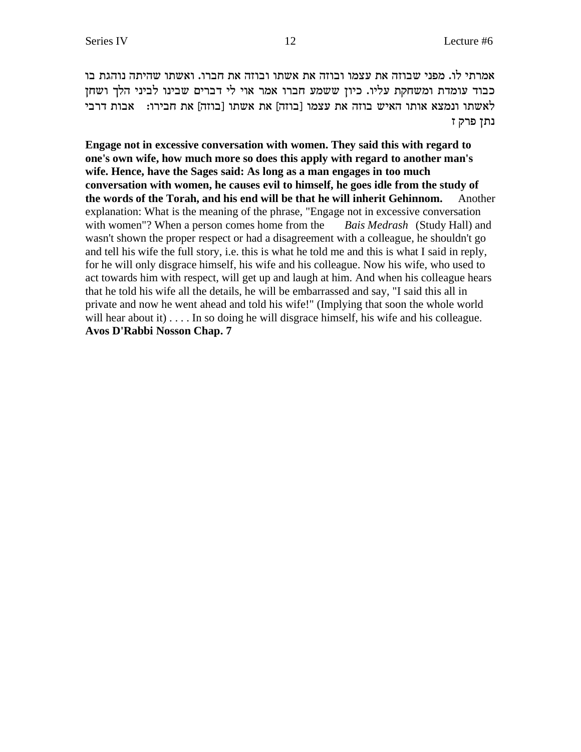אמרתי לו. מפני שבוזה את עצמו ובוזה את אשתו ובוזה את חברו. ואשתו שהיתה נוהגת בו כבוד עומדת ומשחקת עליו. כיון ששמע חברו אמר אוי לי דברים שבינו לביני הלך ושחן לאשתו ונמצא אותו האיש בוזה את עצמו [בוזה] את אשתו [בוזה] את חבירו: אבות דרבי נתן פרק ז

**Engage not in excessive conversation with women. They said this with regard to one's own wife, how much more so does this apply with regard to another man's wife. Hence, have the Sages said: As long as a man engages in too much conversation with women, he causes evil to himself, he goes idle from the study of the words of the Torah, and his end will be that he will inherit Gehinnom.** Another explanation: What is the meaning of the phrase, "Engage not in excessive conversation with women"? When a person comes home from the *Bais Medrash* (Study Hall) and wasn't shown the proper respect or had a disagreement with a colleague, he shouldn't go and tell his wife the full story, i.e. this is what he told me and this is what I said in reply, for he will only disgrace himself, his wife and his colleague. Now his wife, who used to act towards him with respect, will get up and laugh at him. And when his colleague hears that he told his wife all the details, he will be embarrassed and say, "I said this all in private and now he went ahead and told his wife!" (Implying that soon the whole world will hear about it) . . . . In so doing he will disgrace himself, his wife and his colleague. **Avos D'Rabbi Nosson Chap. 7**